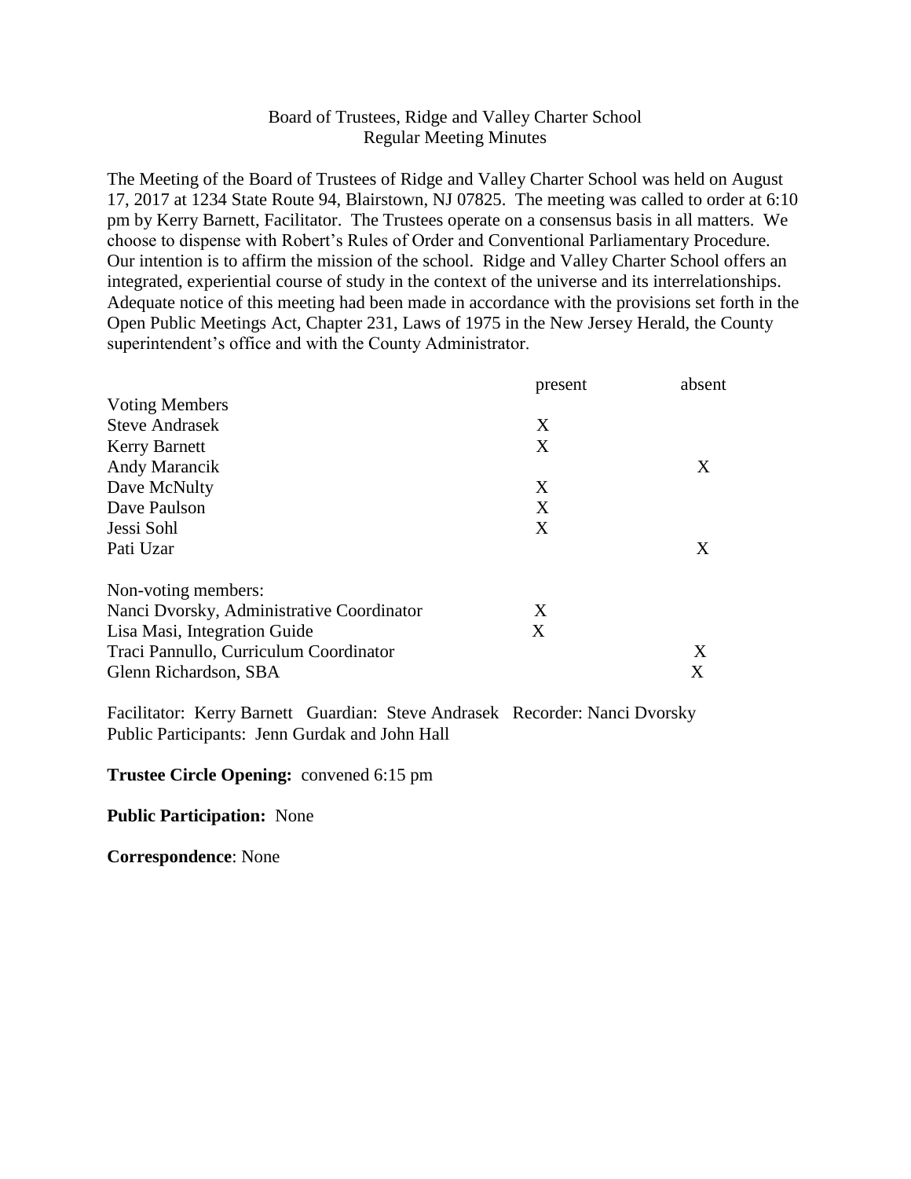# Board of Trustees, Ridge and Valley Charter School
## Regular Meeting Minutes

The Meeting of the Board of Trustees of Ridge and Valley Charter School was held on August 17, 2017 at 1234 State Route 94, Blairstown, NJ 07825. The meeting was called to order at 6:10 pm by Kerry Barnett, Facilitator. The Trustees operate on a consensus basis in all matters. We choose to dispense with Robert's Rules of Order and Conventional Parliamentary Procedure. Our intention is to affirm the mission of the school. Ridge and Valley Charter School offers an integrated, experiential course of study in the context of the universe and its interrelationships. Adequate notice of this meeting had been made in accordance with the provisions set forth in the Open Public Meetings Act, Chapter 231, Laws of 1975 in the New Jersey Herald, the County superintendent's office and with the County Administrator.

| | present | absent |
|---|---|---|
| Voting Members | | |
| Steve Andrasek | X | |
| Kerry Barnett | X | |
| Andy Marancik | | X |
| Dave McNulty | X | |
| Dave Paulson | X | |
| Jessi Sohl | X | |
| Pati Uzar | | X |
| Non-voting members: | | |
| Nanci Dvorsky, Administrative Coordinator | X | |
| Lisa Masi, Integration Guide | X | |
| Traci Pannullo, Curriculum Coordinator | | X |
| Glenn Richardson, SBA | | X |

Facilitator: Kerry Barnett Guardian: Steve Andrasek Recorder: Nanci Dvorsky
Public Participants: Jenn Gurdak and John Hall

**Trustee Circle Opening:** convened 6:15 pm

**Public Participation:** None

**Correspondence**: None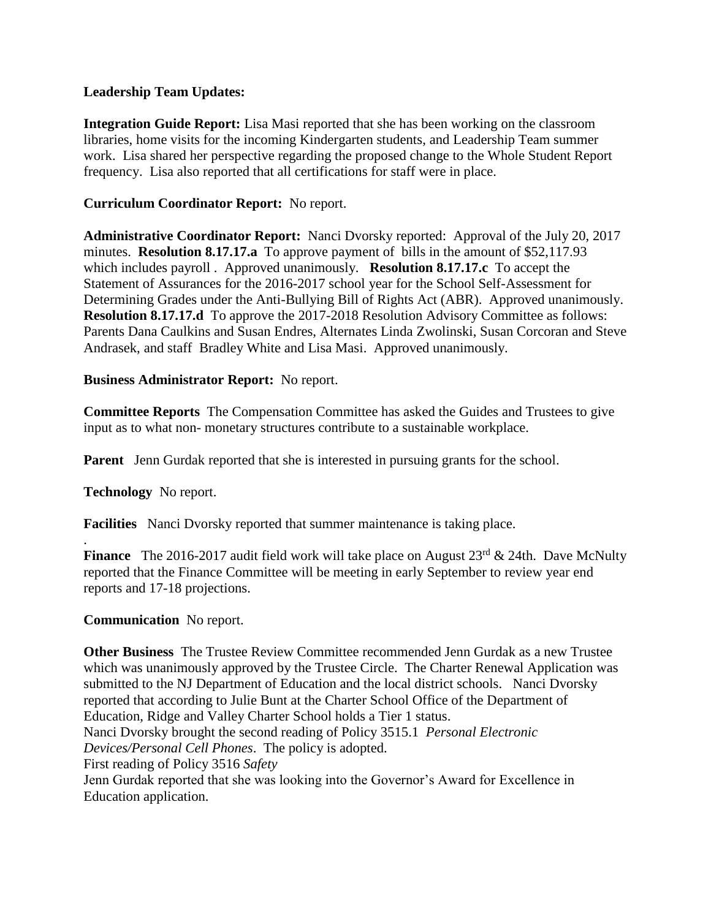**Leadership Team Updates:**

**Integration Guide Report:** Lisa Masi reported that she has been working on the classroom libraries, home visits for the incoming Kindergarten students, and Leadership Team summer work. Lisa shared her perspective regarding the proposed change to the Whole Student Report frequency. Lisa also reported that all certifications for staff were in place.

**Curriculum Coordinator Report:** No report.

**Administrative Coordinator Report:** Nanci Dvorsky reported: Approval of the July 20, 2017 minutes. **Resolution 8.17.17.a** To approve payment of bills in the amount of $52,117.93 which includes payroll . Approved unanimously. **Resolution 8.17.17.c** To accept the Statement of Assurances for the 2016-2017 school year for the School Self-Assessment for Determining Grades under the Anti-Bullying Bill of Rights Act (ABR). Approved unanimously. **Resolution 8.17.17.d** To approve the 2017-2018 Resolution Advisory Committee as follows: Parents Dana Caulkins and Susan Endres, Alternates Linda Zwolinski, Susan Corcoran and Steve Andrasek, and staff Bradley White and Lisa Masi. Approved unanimously.

**Business Administrator Report:** No report.

**Committee Reports** The Compensation Committee has asked the Guides and Trustees to give input as to what non- monetary structures contribute to a sustainable workplace.

**Parent** Jenn Gurdak reported that she is interested in pursuing grants for the school.

**Technology** No report.

**Facilities** Nanci Dvorsky reported that summer maintenance is taking place.

.

**Finance** The 2016-2017 audit field work will take place on August 23rd & 24th. Dave McNulty reported that the Finance Committee will be meeting in early September to review year end reports and 17-18 projections.

**Communication** No report.

**Other Business** The Trustee Review Committee recommended Jenn Gurdak as a new Trustee which was unanimously approved by the Trustee Circle. The Charter Renewal Application was submitted to the NJ Department of Education and the local district schools. Nanci Dvorsky reported that according to Julie Bunt at the Charter School Office of the Department of Education, Ridge and Valley Charter School holds a Tier 1 status.
Nanci Dvorsky brought the second reading of Policy 3515.1 *Personal Electronic Devices/Personal Cell Phones*. The policy is adopted.
First reading of Policy 3516 *Safety*
Jenn Gurdak reported that she was looking into the Governor's Award for Excellence in Education application.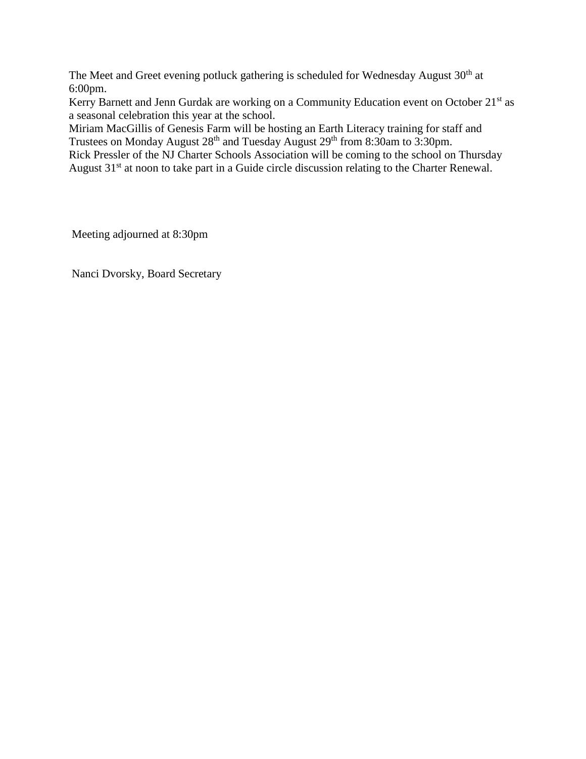The Meet and Greet evening potluck gathering is scheduled for Wednesday August 30th at 6:00pm.
Kerry Barnett and Jenn Gurdak are working on a Community Education event on October 21st as a seasonal celebration this year at the school.
Miriam MacGillis of Genesis Farm will be hosting an Earth Literacy training for staff and Trustees on Monday August 28th and Tuesday August 29th from 8:30am to 3:30pm.
Rick Pressler of the NJ Charter Schools Association will be coming to the school on Thursday August 31st at noon to take part in a Guide circle discussion relating to the Charter Renewal.

Meeting adjourned at 8:30pm

Nanci Dvorsky, Board Secretary